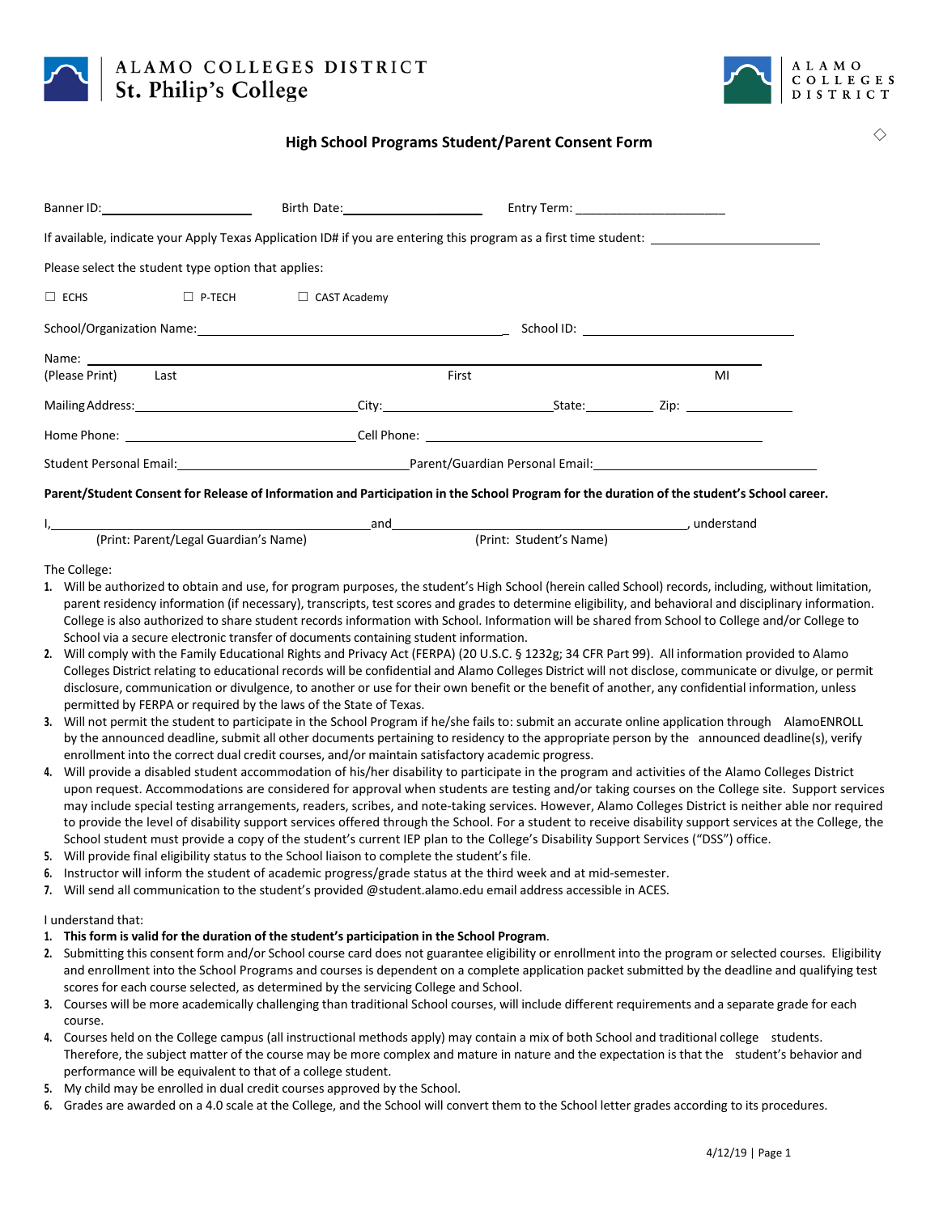ALAMO COLLEGES DISTRICT
St. Philip's College

ALAMO COLLEGES DISTRICT

## High School Programs Student/Parent Consent Form

Banner ID:\_\_\_\_\_\_\_\_\_\_\_\_\_\_\_\_\_\_\_\_ Birth Date:\_\_\_\_\_\_\_\_\_\_\_\_\_\_\_\_\_\_\_\_ Entry Term: \_\_\_\_\_\_\_\_\_\_\_\_\_\_\_\_\_\_\_\_

If available, indicate your Apply Texas Application ID# if you are entering this program as a first time student: \_\_\_\_\_\_\_\_\_\_\_\_\_\_\_\_\_\_\_\_

Please select the student type option that applies:

☐ ECHS ☐ P-TECH ☐ CAST Academy

School/Organization Name:\_\_\_\_\_\_\_\_\_\_\_\_\_\_\_\_\_\_\_\_\_\_\_\_\_\_\_\_\_\_\_\_\_\_\_\_\_\_\_\_ School ID: \_\_\_\_\_\_\_\_\_\_\_\_\_\_\_\_\_\_\_\_\_\_\_\_\_\_

Name: \_\_\_\_\_\_\_\_\_\_\_\_\_\_\_\_\_\_\_\_\_\_\_\_\_\_\_\_\_\_\_\_\_\_\_\_\_\_\_\_\_\_\_\_\_\_\_\_\_\_\_\_\_\_\_\_\_\_\_\_\_\_\_\_\_\_\_\_\_\_\_\_\_\_\_\_
(Please Print) Last First MI

Mailing Address:\_\_\_\_\_\_\_\_\_\_\_\_\_\_\_\_\_\_\_\_\_\_\_\_\_\_\_City:\_\_\_\_\_\_\_\_\_\_\_\_\_\_\_\_\_\_\_\_State:\_\_\_\_\_\_\_\_ Zip: \_\_\_\_\_\_\_\_\_\_\_\_

Home Phone: \_\_\_\_\_\_\_\_\_\_\_\_\_\_\_\_\_\_\_\_\_\_\_\_\_\_\_Cell Phone: \_\_\_\_\_\_\_\_\_\_\_\_\_\_\_\_\_\_\_\_\_\_\_\_\_\_\_\_\_\_\_\_\_\_\_\_\_\_\_\_

Student Personal Email:\_\_\_\_\_\_\_\_\_\_\_\_\_\_\_\_\_\_\_\_\_\_\_\_\_\_\_Parent/Guardian Personal Email:\_\_\_\_\_\_\_\_\_\_\_\_\_\_\_\_\_\_\_\_\_\_\_\_\_\_\_

**Parent/Student Consent for Release of Information and Participation in the School Program for the duration of the student's School career.**

I,\_\_\_\_\_\_\_\_\_\_\_\_\_\_\_\_\_\_\_\_\_\_\_\_\_\_\_\_\_\_\_\_\_\_\_\_\_\_and\_\_\_\_\_\_\_\_\_\_\_\_\_\_\_\_\_\_\_\_\_\_\_\_\_\_\_\_\_\_\_\_\_\_\_\_\_\_, understand
(Print: Parent/Legal Guardian's Name) (Print: Student's Name)

The College:

1. Will be authorized to obtain and use, for program purposes, the student's High School (herein called School) records, including, without limitation, parent residency information (if necessary), transcripts, test scores and grades to determine eligibility, and behavioral and disciplinary information. College is also authorized to share student records information with School. Information will be shared from School to College and/or College to School via a secure electronic transfer of documents containing student information.
2. Will comply with the Family Educational Rights and Privacy Act (FERPA) (20 U.S.C. § 1232g; 34 CFR Part 99). All information provided to Alamo Colleges District relating to educational records will be confidential and Alamo Colleges District will not disclose, communicate or divulge, or permit disclosure, communication or divulgence, to another or use for their own benefit or the benefit of another, any confidential information, unless permitted by FERPA or required by the laws of the State of Texas.
3. Will not permit the student to participate in the School Program if he/she fails to: submit an accurate online application through AlamoENROLL by the announced deadline, submit all other documents pertaining to residency to the appropriate person by the announced deadline(s), verify enrollment into the correct dual credit courses, and/or maintain satisfactory academic progress.
4. Will provide a disabled student accommodation of his/her disability to participate in the program and activities of the Alamo Colleges District upon request. Accommodations are considered for approval when students are testing and/or taking courses on the College site. Support services may include special testing arrangements, readers, scribes, and note-taking services. However, Alamo Colleges District is neither able nor required to provide the level of disability support services offered through the School. For a student to receive disability support services at the College, the School student must provide a copy of the student's current IEP plan to the College's Disability Support Services ("DSS") office.
5. Will provide final eligibility status to the School liaison to complete the student's file.
6. Instructor will inform the student of academic progress/grade status at the third week and at mid-semester.
7. Will send all communication to the student's provided @student.alamo.edu email address accessible in ACES.

I understand that:

1. **This form is valid for the duration of the student's participation in the School Program**.
2. Submitting this consent form and/or School course card does not guarantee eligibility or enrollment into the program or selected courses. Eligibility and enrollment into the School Programs and courses is dependent on a complete application packet submitted by the deadline and qualifying test scores for each course selected, as determined by the servicing College and School.
3. Courses will be more academically challenging than traditional School courses, will include different requirements and a separate grade for each course.
4. Courses held on the College campus (all instructional methods apply) may contain a mix of both School and traditional college students. Therefore, the subject matter of the course may be more complex and mature in nature and the expectation is that the student's behavior and performance will be equivalent to that of a college student.
5. My child may be enrolled in dual credit courses approved by the School.
6. Grades are awarded on a 4.0 scale at the College, and the School will convert them to the School letter grades according to its procedures.

4/12/19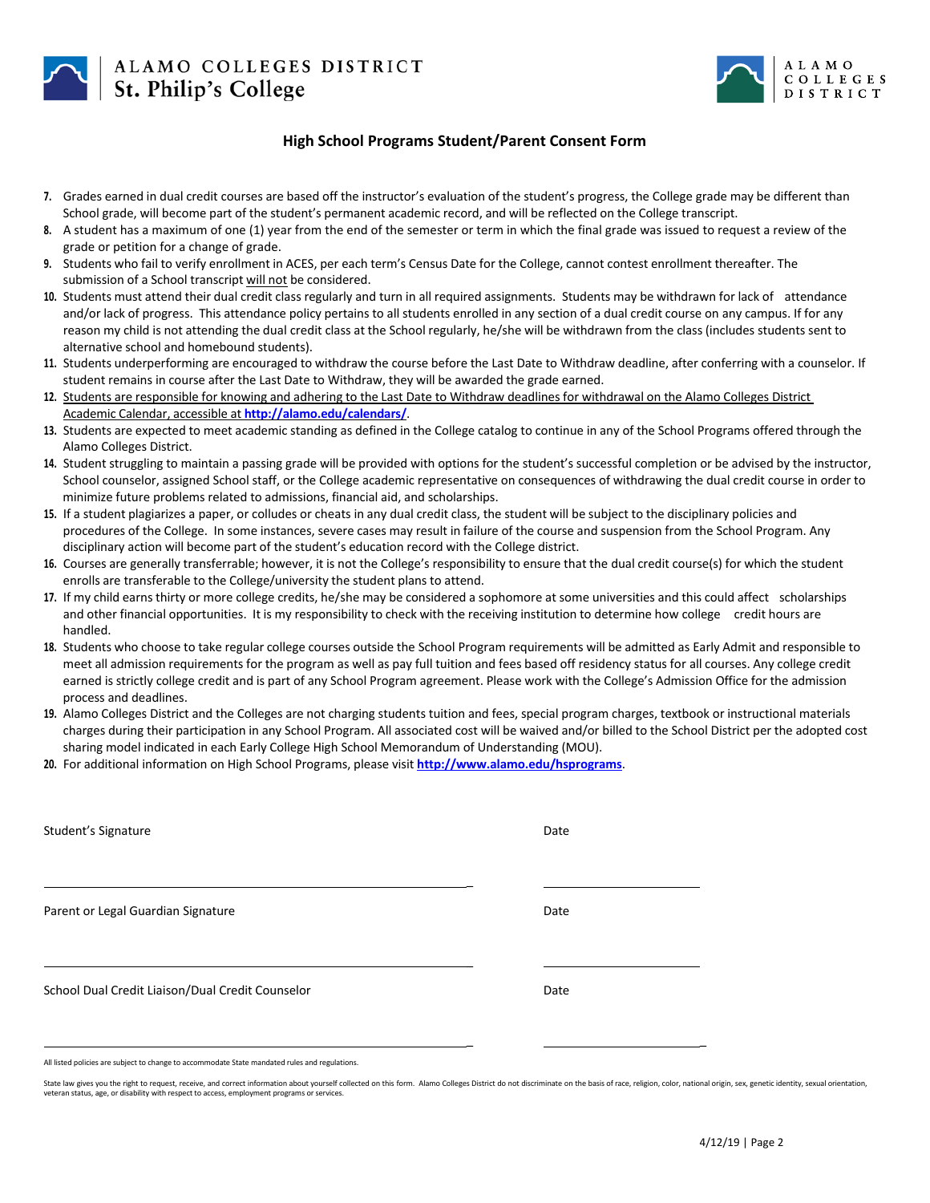ALAMO COLLEGES DISTRICT
St. Philip's College

ALAMO COLLEGES DISTRICT

## High School Programs Student/Parent Consent Form

7. Grades earned in dual credit courses are based off the instructor's evaluation of the student's progress, the College grade may be different than School grade, will become part of the student's permanent academic record, and will be reflected on the College transcript.
8. A student has a maximum of one (1) year from the end of the semester or term in which the final grade was issued to request a review of the grade or petition for a change of grade.
9. Students who fail to verify enrollment in ACES, per each term's Census Date for the College, cannot contest enrollment thereafter. The submission of a School transcript will not be considered.
10. Students must attend their dual credit class regularly and turn in all required assignments. Students may be withdrawn for lack of attendance and/or lack of progress. This attendance policy pertains to all students enrolled in any section of a dual credit course on any campus. If for any reason my child is not attending the dual credit class at the School regularly, he/she will be withdrawn from the class (includes students sent to alternative school and homebound students).
11. Students underperforming are encouraged to withdraw the course before the Last Date to Withdraw deadline, after conferring with a counselor. If student remains in course after the Last Date to Withdraw, they will be awarded the grade earned.
12. Students are responsible for knowing and adhering to the Last Date to Withdraw deadlines for withdrawal on the Alamo Colleges District Academic Calendar, accessible at **http://alamo.edu/calendars/**.
13. Students are expected to meet academic standing as defined in the College catalog to continue in any of the School Programs offered through the Alamo Colleges District.
14. Student struggling to maintain a passing grade will be provided with options for the student's successful completion or be advised by the instructor, School counselor, assigned School staff, or the College academic representative on consequences of withdrawing the dual credit course in order to minimize future problems related to admissions, financial aid, and scholarships.
15. If a student plagiarizes a paper, or colludes or cheats in any dual credit class, the student will be subject to the disciplinary policies and procedures of the College. In some instances, severe cases may result in failure of the course and suspension from the School Program. Any disciplinary action will become part of the student's education record with the College district.
16. Courses are generally transferrable; however, it is not the College's responsibility to ensure that the dual credit course(s) for which the student enrolls are transferable to the College/university the student plans to attend.
17. If my child earns thirty or more college credits, he/she may be considered a sophomore at some universities and this could affect scholarships and other financial opportunities. It is my responsibility to check with the receiving institution to determine how college credit hours are handled.
18. Students who choose to take regular college courses outside the School Program requirements will be admitted as Early Admit and responsible to meet all admission requirements for the program as well as pay full tuition and fees based off residency status for all courses. Any college credit earned is strictly college credit and is part of any School Program agreement. Please work with the College's Admission Office for the admission process and deadlines.
19. Alamo Colleges District and the Colleges are not charging students tuition and fees, special program charges, textbook or instructional materials charges during their participation in any School Program. All associated cost will be waived and/or billed to the School District per the adopted cost sharing model indicated in each Early College High School Memorandum of Understanding (MOU).
20. For additional information on High School Programs, please visit **http://www.alamo.edu/hsprograms**.

Student's Signature ______________________________ Date ______________

Parent or Legal Guardian Signature ______________________________ Date ______________

School Dual Credit Liaison/Dual Credit Counselor ______________________________ Date ______________

All listed policies are subject to change to accommodate State mandated rules and regulations.

State law gives you the right to request, receive, and correct information about yourself collected on this form. Alamo Colleges District do not discriminate on the basis of race, religion, color, national origin, sex, genetic identity, sexual orientation, veteran status, age, or disability with respect to access, employment programs or services.

4/12/19